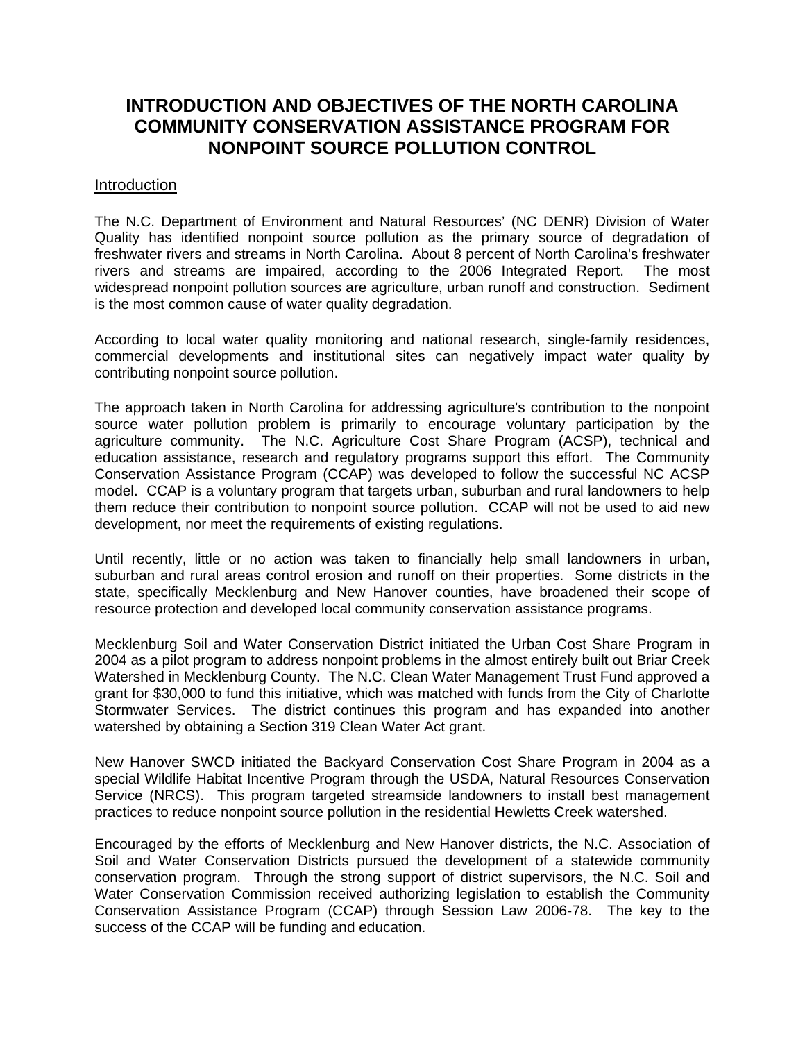# INTRODUCTION AND OBJECTIVES OF THE NORTH CAROLINA COMMUNITY CONSERVATION ASSISTANCE PROGRAM FOR NONPOINT SOURCE POLLUTION CONTROL

## Introduction

The N.C. Department of Environment and Natural Resources' (NC DENR) Division of Water Quality has identified nonpoint source pollution as the primary source of degradation of freshwater rivers and streams in North Carolina. About 8 percent of North Carolina's freshwater rivers and streams are impaired, according to the 2006 Integrated Report. The most widespread nonpoint pollution sources are agriculture, urban runoff and construction. Sediment is the most common cause of water quality degradation.

According to local water quality monitoring and national research, single-family residences, commercial developments and institutional sites can negatively impact water quality by contributing nonpoint source pollution.

The approach taken in North Carolina for addressing agriculture's contribution to the nonpoint source water pollution problem is primarily to encourage voluntary participation by the agriculture community. The N.C. Agriculture Cost Share Program (ACSP), technical and education assistance, research and regulatory programs support this effort. The Community Conservation Assistance Program (CCAP) was developed to follow the successful NC ACSP model. CCAP is a voluntary program that targets urban, suburban and rural landowners to help them reduce their contribution to nonpoint source pollution. CCAP will not be used to aid new development, nor meet the requirements of existing regulations.

Until recently, little or no action was taken to financially help small landowners in urban, suburban and rural areas control erosion and runoff on their properties. Some districts in the state, specifically Mecklenburg and New Hanover counties, have broadened their scope of resource protection and developed local community conservation assistance programs.

Mecklenburg Soil and Water Conservation District initiated the Urban Cost Share Program in 2004 as a pilot program to address nonpoint problems in the almost entirely built out Briar Creek Watershed in Mecklenburg County. The N.C. Clean Water Management Trust Fund approved a grant for $30,000 to fund this initiative, which was matched with funds from the City of Charlotte Stormwater Services. The district continues this program and has expanded into another watershed by obtaining a Section 319 Clean Water Act grant.

New Hanover SWCD initiated the Backyard Conservation Cost Share Program in 2004 as a special Wildlife Habitat Incentive Program through the USDA, Natural Resources Conservation Service (NRCS). This program targeted streamside landowners to install best management practices to reduce nonpoint source pollution in the residential Hewletts Creek watershed.

Encouraged by the efforts of Mecklenburg and New Hanover districts, the N.C. Association of Soil and Water Conservation Districts pursued the development of a statewide community conservation program. Through the strong support of district supervisors, the N.C. Soil and Water Conservation Commission received authorizing legislation to establish the Community Conservation Assistance Program (CCAP) through Session Law 2006-78. The key to the success of the CCAP will be funding and education.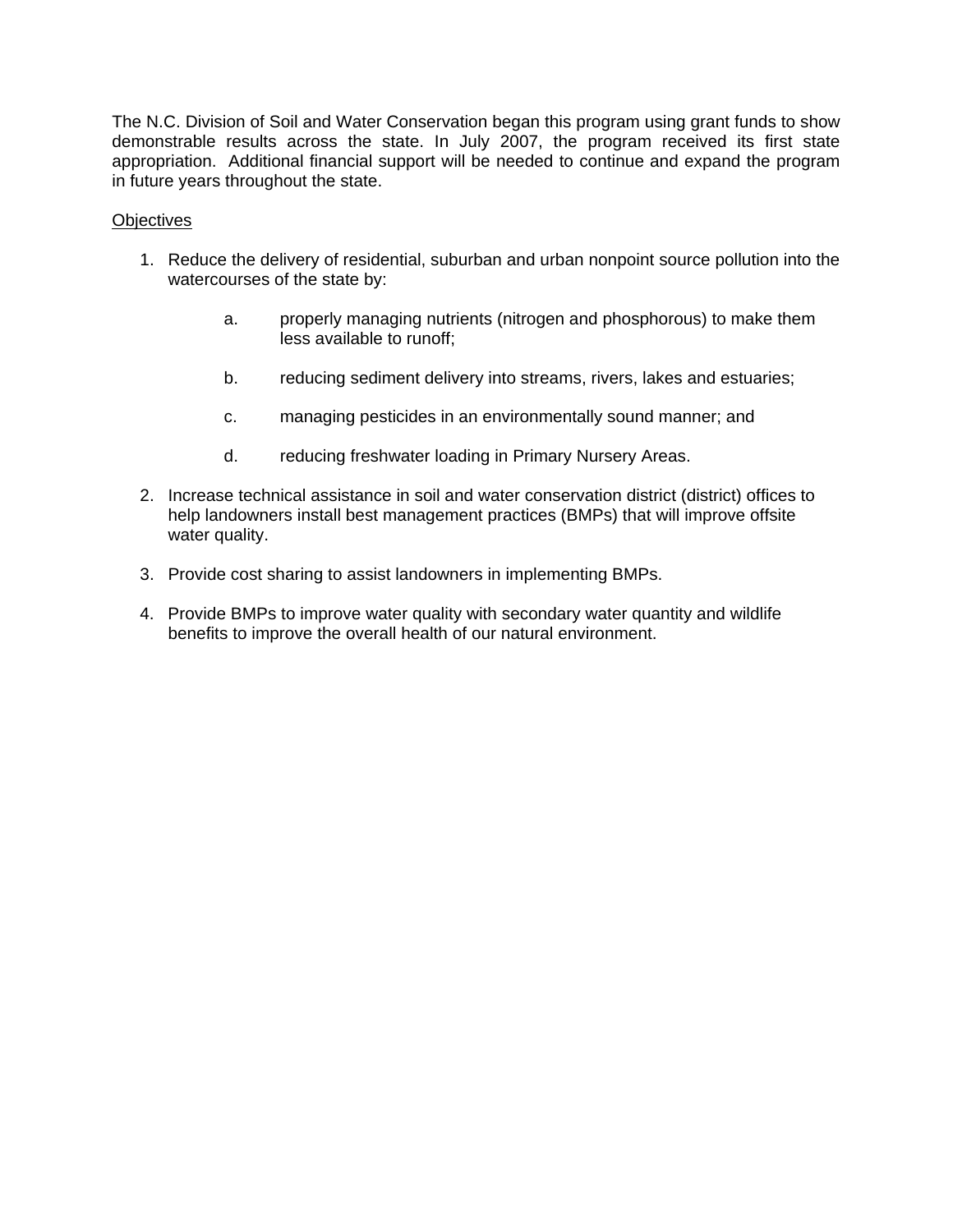The N.C. Division of Soil and Water Conservation began this program using grant funds to show demonstrable results across the state. In July 2007, the program received its first state appropriation. Additional financial support will be needed to continue and expand the program in future years throughout the state.

<u>Objectives</u>

1. Reduce the delivery of residential, suburban and urban nonpoint source pollution into the watercourses of the state by:

   a. properly managing nutrients (nitrogen and phosphorous) to make them less available to runoff;

   b. reducing sediment delivery into streams, rivers, lakes and estuaries;

   c. managing pesticides in an environmentally sound manner; and

   d. reducing freshwater loading in Primary Nursery Areas.

2. Increase technical assistance in soil and water conservation district (district) offices to help landowners install best management practices (BMPs) that will improve offsite water quality.

3. Provide cost sharing to assist landowners in implementing BMPs.

4. Provide BMPs to improve water quality with secondary water quantity and wildlife benefits to improve the overall health of our natural environment.